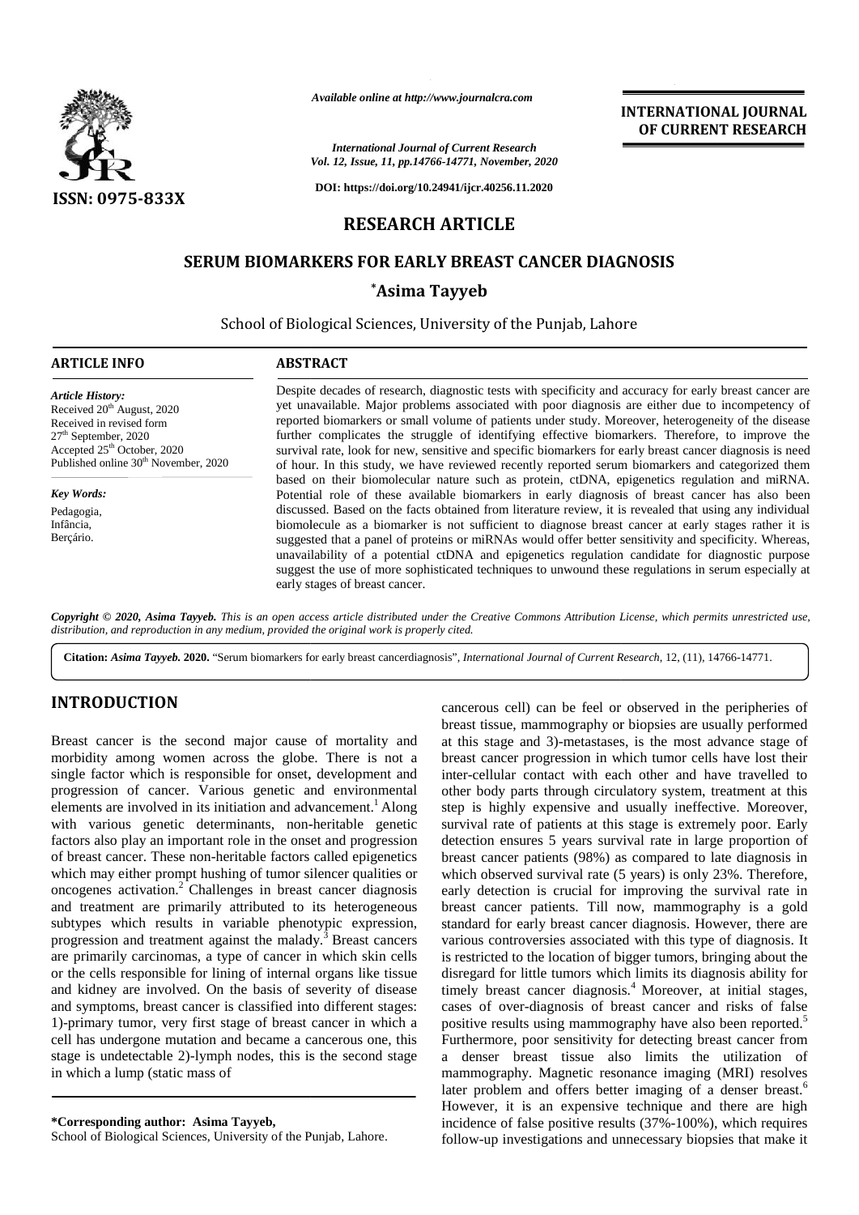Available online at http://www.journalcra.com

*International Journal of Current Research*
*Vol. 12, Issue, 11, pp.14766-14771, November, 2020*

DOI: https://doi.org/10.24941/ijcr.40256.11.2020

**INTERNATIONAL JOURNAL OF CURRENT RESEARCH**

ISSN: 0975-833X

## RESEARCH ARTICLE

# SERUM BIOMARKERS FOR EARLY BREAST CANCER DIAGNOSIS

**\*Asima Tayyeb**

School of Biological Sciences, University of the Punjab, Lahore

### ARTICLE INFO

*Article History:*
Received 20th August, 2020
Received in revised form
27th September, 2020
Accepted 25th October, 2020
Published online 30th November, 2020

*Key Words:*
Pedagogia,
Infância,
Berçário.

### ABSTRACT

Despite decades of research, diagnostic tests with specificity and accuracy for early breast cancer are yet unavailable. Major problems associated with poor diagnosis are either due to incompetency of reported biomarkers or small volume of patients under study. Moreover, heterogeneity of the disease further complicates the struggle of identifying effective biomarkers. Therefore, to improve the survival rate, look for new, sensitive and specific biomarkers for early breast cancer diagnosis is need of hour. In this study, we have reviewed recently reported serum biomarkers and categorized them based on their biomolecular nature such as protein, ctDNA, epigenetics regulation and miRNA. Potential role of these available biomarkers in early diagnosis of breast cancer has also been discussed. Based on the facts obtained from literature review, it is revealed that using any individual biomolecule as a biomarker is not sufficient to diagnose breast cancer at early stages rather it is suggested that a panel of proteins or miRNAs would offer better sensitivity and specificity. Whereas, unavailability of a potential ctDNA and epigenetics regulation candidate for diagnostic purpose suggest the use of more sophisticated techniques to unwound these regulations in serum especially at early stages of breast cancer.

***Copyright © 2020, Asima Tayyeb.*** *This is an open access article distributed under the Creative Commons Attribution License, which permits unrestricted use, distribution, and reproduction in any medium, provided the original work is properly cited.*

**Citation:** *Asima Tayyeb.* **2020.** "Serum biomarkers for early breast cancerdiagnosis", *International Journal of Current Research*, 12, (11), 14766-14771.

## INTRODUCTION

Breast cancer is the second major cause of mortality and morbidity among women across the globe. There is not a single factor which is responsible for onset, development and progression of cancer. Various genetic and environmental elements are involved in its initiation and advancement.[1] Along with various genetic determinants, non-heritable genetic factors also play an important role in the onset and progression of breast cancer. These non-heritable factors called epigenetics which may either prompt hushing of tumor silencer qualities or oncogenes activation.[2] Challenges in breast cancer diagnosis and treatment are primarily attributed to its heterogeneous subtypes which results in variable phenotypic expression, progression and treatment against the malady.[3] Breast cancers are primarily carcinomas, a type of cancer in which skin cells or the cells responsible for lining of internal organs like tissue and kidney are involved. On the basis of severity of disease and symptoms, breast cancer is classified into different stages: 1)-primary tumor, very first stage of breast cancer in which a cell has undergone mutation and became a cancerous one, this stage is undetectable 2)-lymph nodes, this is the second stage in which a lump (static mass of cancerous cell) can be feel or observed in the peripheries of breast tissue, mammography or biopsies are usually performed at this stage and 3)-metastases, is the most advance stage of breast cancer progression in which tumor cells have lost their inter-cellular contact with each other and have travelled to other body parts through circulatory system, treatment at this step is highly expensive and usually ineffective. Moreover, survival rate of patients at this stage is extremely poor. Early detection ensures 5 years survival rate in large proportion of breast cancer patients (98%) as compared to late diagnosis in which observed survival rate (5 years) is only 23%. Therefore, early detection is crucial for improving the survival rate in breast cancer patients. Till now, mammography is a gold standard for early breast cancer diagnosis. However, there are various controversies associated with this type of diagnosis. It is restricted to the location of bigger tumors, bringing about the disregard for little tumors which limits its diagnosis ability for timely breast cancer diagnosis.[4] Moreover, at initial stages, cases of over-diagnosis of breast cancer and risks of false positive results using mammography have also been reported.[5] Furthermore, poor sensitivity for detecting breast cancer from a denser breast tissue also limits the utilization of mammography. Magnetic resonance imaging (MRI) resolves later problem and offers better imaging of a denser breast.[6] However, it is an expensive technique and there are high incidence of false positive results (37%-100%), which requires follow-up investigations and unnecessary biopsies that make it

**\*Corresponding author: Asima Tayyeb,**
School of Biological Sciences, University of the Punjab, Lahore.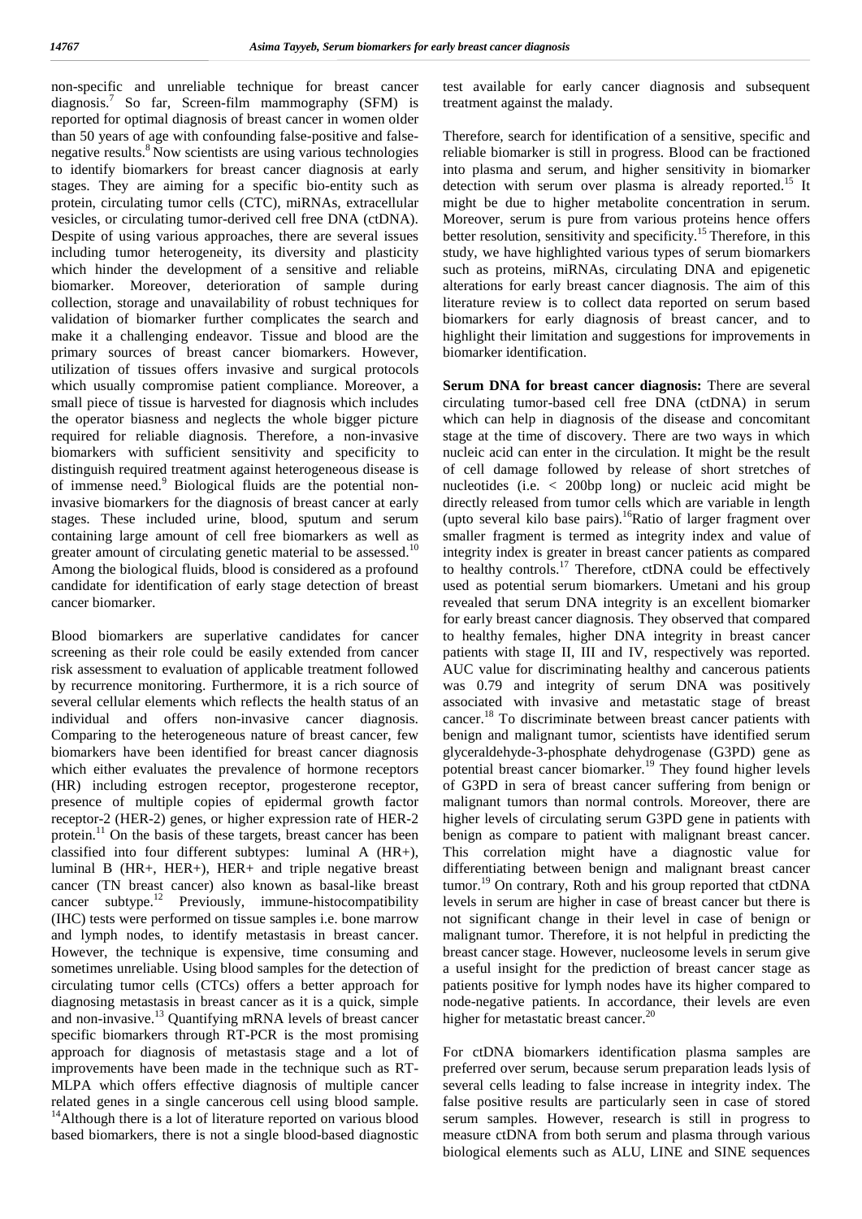non-specific and unreliable technique for breast cancer diagnosis.[7] So far, Screen-film mammography (SFM) is reported for optimal diagnosis of breast cancer in women older than 50 years of age with confounding false-positive and false-negative results.[8] Now scientists are using various technologies to identify biomarkers for breast cancer diagnosis at early stages. They are aiming for a specific bio-entity such as protein, circulating tumor cells (CTC), miRNAs, extracellular vesicles, or circulating tumor-derived cell free DNA (ctDNA). Despite of using various approaches, there are several issues including tumor heterogeneity, its diversity and plasticity which hinder the development of a sensitive and reliable biomarker. Moreover, deterioration of sample during collection, storage and unavailability of robust techniques for validation of biomarker further complicates the search and make it a challenging endeavor. Tissue and blood are the primary sources of breast cancer biomarkers. However, utilization of tissues offers invasive and surgical protocols which usually compromise patient compliance. Moreover, a small piece of tissue is harvested for diagnosis which includes the operator biasness and neglects the whole bigger picture required for reliable diagnosis. Therefore, a non-invasive biomarkers with sufficient sensitivity and specificity to distinguish required treatment against heterogeneous disease is of immense need.[9] Biological fluids are the potential non-invasive biomarkers for the diagnosis of breast cancer at early stages. These included urine, blood, sputum and serum containing large amount of cell free biomarkers as well as greater amount of circulating genetic material to be assessed.[10] Among the biological fluids, blood is considered as a profound candidate for identification of early stage detection of breast cancer biomarker.

Blood biomarkers are superlative candidates for cancer screening as their role could be easily extended from cancer risk assessment to evaluation of applicable treatment followed by recurrence monitoring. Furthermore, it is a rich source of several cellular elements which reflects the health status of an individual and offers non-invasive cancer diagnosis. Comparing to the heterogeneous nature of breast cancer, few biomarkers have been identified for breast cancer diagnosis which either evaluates the prevalence of hormone receptors (HR) including estrogen receptor, progesterone receptor, presence of multiple copies of epidermal growth factor receptor-2 (HER-2) genes, or higher expression rate of HER-2 protein.[11] On the basis of these targets, breast cancer has been classified into four different subtypes: luminal A (HR+), luminal B (HR+, HER+), HER+ and triple negative breast cancer (TN breast cancer) also known as basal-like breast cancer subtype.[12] Previously, immune-histocompatibility (IHC) tests were performed on tissue samples i.e. bone marrow and lymph nodes, to identify metastasis in breast cancer. However, the technique is expensive, time consuming and sometimes unreliable. Using blood samples for the detection of circulating tumor cells (CTCs) offers a better approach for diagnosing metastasis in breast cancer as it is a quick, simple and non-invasive.[13] Quantifying mRNA levels of breast cancer specific biomarkers through RT-PCR is the most promising approach for diagnosis of metastasis stage and a lot of improvements have been made in the technique such as RT-MLPA which offers effective diagnosis of multiple cancer related genes in a single cancerous cell using blood sample.[14] Although there is a lot of literature reported on various blood based biomarkers, there is not a single blood-based diagnostic test available for early cancer diagnosis and subsequent treatment against the malady.

Therefore, search for identification of a sensitive, specific and reliable biomarker is still in progress. Blood can be fractioned into plasma and serum, and higher sensitivity in biomarker detection with serum over plasma is already reported.[15] It might be due to higher metabolite concentration in serum. Moreover, serum is pure from various proteins hence offers better resolution, sensitivity and specificity.[15] Therefore, in this study, we have highlighted various types of serum biomarkers such as proteins, miRNAs, circulating DNA and epigenetic alterations for early breast cancer diagnosis. The aim of this literature review is to collect data reported on serum based biomarkers for early diagnosis of breast cancer, and to highlight their limitation and suggestions for improvements in biomarker identification.

**Serum DNA for breast cancer diagnosis:** There are several circulating tumor-based cell free DNA (ctDNA) in serum which can help in diagnosis of the disease and concomitant stage at the time of discovery. There are two ways in which nucleic acid can enter in the circulation. It might be the result of cell damage followed by release of short stretches of nucleotides (i.e. < 200bp long) or nucleic acid might be directly released from tumor cells which are variable in length (upto several kilo base pairs).[16] Ratio of larger fragment over smaller fragment is termed as integrity index and value of integrity index is greater in breast cancer patients as compared to healthy controls.[17] Therefore, ctDNA could be effectively used as potential serum biomarkers. Umetani and his group revealed that serum DNA integrity is an excellent biomarker for early breast cancer diagnosis. They observed that compared to healthy females, higher DNA integrity in breast cancer patients with stage II, III and IV, respectively was reported. AUC value for discriminating healthy and cancerous patients was 0.79 and integrity of serum DNA was positively associated with invasive and metastatic stage of breast cancer.[18] To discriminate between breast cancer patients with benign and malignant tumor, scientists have identified serum glyceraldehyde-3-phosphate dehydrogenase (G3PD) gene as potential breast cancer biomarker.[19] They found higher levels of G3PD in sera of breast cancer suffering from benign or malignant tumors than normal controls. Moreover, there are higher levels of circulating serum G3PD gene in patients with benign as compare to patient with malignant breast cancer. This correlation might have a diagnostic value for differentiating between benign and malignant breast cancer tumor.[19] On contrary, Roth and his group reported that ctDNA levels in serum are higher in case of breast cancer but there is not significant change in their level in case of benign or malignant tumor. Therefore, it is not helpful in predicting the breast cancer stage. However, nucleosome levels in serum give a useful insight for the prediction of breast cancer stage as patients positive for lymph nodes have its higher compared to node-negative patients. In accordance, their levels are even higher for metastatic breast cancer.[20]

For ctDNA biomarkers identification plasma samples are preferred over serum, because serum preparation leads lysis of several cells leading to false increase in integrity index. The false positive results are particularly seen in case of stored serum samples. However, research is still in progress to measure ctDNA from both serum and plasma through various biological elements such as ALU, LINE and SINE sequences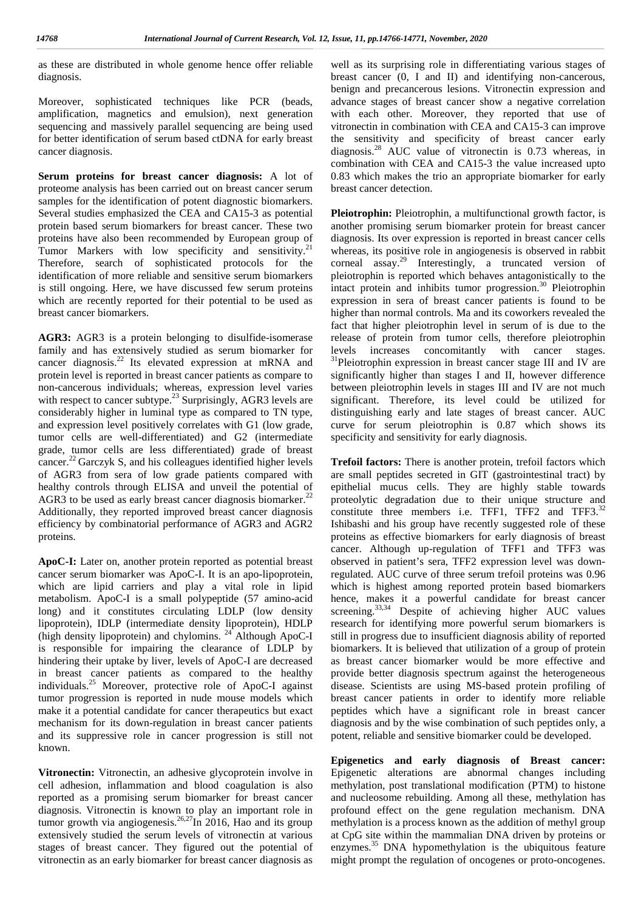as these are distributed in whole genome hence offer reliable diagnosis.

Moreover, sophisticated techniques like PCR (beads, amplification, magnetics and emulsion), next generation sequencing and massively parallel sequencing are being used for better identification of serum based ctDNA for early breast cancer diagnosis.

**Serum proteins for breast cancer diagnosis:** A lot of proteome analysis has been carried out on breast cancer serum samples for the identification of potent diagnostic biomarkers. Several studies emphasized the CEA and CA15-3 as potential protein based serum biomarkers for breast cancer. These two proteins have also been recommended by European group of Tumor Markers with low specificity and sensitivity.[21] Therefore, search of sophisticated protocols for the identification of more reliable and sensitive serum biomarkers is still ongoing. Here, we have discussed few serum proteins which are recently reported for their potential to be used as breast cancer biomarkers.

**AGR3:** AGR3 is a protein belonging to disulfide-isomerase family and has extensively studied as serum biomarker for cancer diagnosis.[22] Its elevated expression at mRNA and protein level is reported in breast cancer patients as compare to non-cancerous individuals; whereas, expression level varies with respect to cancer subtype.[23] Surprisingly, AGR3 levels are considerably higher in luminal type as compared to TN type, and expression level positively correlates with G1 (low grade, tumor cells are well-differentiated) and G2 (intermediate grade, tumor cells are less differentiated) grade of breast cancer.[22] Garczyk S, and his colleagues identified higher levels of AGR3 from sera of low grade patients compared with healthy controls through ELISA and unveil the potential of AGR3 to be used as early breast cancer diagnosis biomarker.[22] Additionally, they reported improved breast cancer diagnosis efficiency by combinatorial performance of AGR3 and AGR2 proteins.

**ApoC-I:** Later on, another protein reported as potential breast cancer serum biomarker was ApoC-I. It is an apo-lipoprotein, which are lipid carriers and play a vital role in lipid metabolism. ApoC-I is a small polypeptide (57 amino-acid long) and it constitutes circulating LDLP (low density lipoprotein), IDLP (intermediate density lipoprotein), HDLP (high density lipoprotein) and chylomins. [24] Although ApoC-I is responsible for impairing the clearance of LDLP by hindering their uptake by liver, levels of ApoC-I are decreased in breast cancer patients as compared to the healthy individuals.[25] Moreover, protective role of ApoC-I against tumor progression is reported in nude mouse models which make it a potential candidate for cancer therapeutics but exact mechanism for its down-regulation in breast cancer patients and its suppressive role in cancer progression is still not known.

**Vitronectin:** Vitronectin, an adhesive glycoprotein involve in cell adhesion, inflammation and blood coagulation is also reported as a promising serum biomarker for breast cancer diagnosis. Vitronectin is known to play an important role in tumor growth via angiogenesis.[26,27] In 2016, Hao and its group extensively studied the serum levels of vitronectin at various stages of breast cancer. They figured out the potential of vitronectin as an early biomarker for breast cancer diagnosis as well as its surprising role in differentiating various stages of breast cancer (0, I and II) and identifying non-cancerous, benign and precancerous lesions. Vitronectin expression and advance stages of breast cancer show a negative correlation with each other. Moreover, they reported that use of vitronectin in combination with CEA and CA15-3 can improve the sensitivity and specificity of breast cancer early diagnosis.[28] AUC value of vitronectin is 0.73 whereas, in combination with CEA and CA15-3 the value increased upto 0.83 which makes the trio an appropriate biomarker for early breast cancer detection.

**Pleiotrophin:** Pleiotrophin, a multifunctional growth factor, is another promising serum biomarker protein for breast cancer diagnosis. Its over expression is reported in breast cancer cells whereas, its positive role in angiogenesis is observed in rabbit corneal assay.[29] Interestingly, a truncated version of pleiotrophin is reported which behaves antagonistically to the intact protein and inhibits tumor progression.[30] Pleiotrophin expression in sera of breast cancer patients is found to be higher than normal controls. Ma and its coworkers revealed the fact that higher pleiotrophin level in serum of is due to the release of protein from tumor cells, therefore pleiotrophin levels increases concomitantly with cancer stages. [31] Pleiotrophin expression in breast cancer stage III and IV are significantly higher than stages I and II, however difference between pleiotrophin levels in stages III and IV are not much significant. Therefore, its level could be utilized for distinguishing early and late stages of breast cancer. AUC curve for serum pleiotrophin is 0.87 which shows its specificity and sensitivity for early diagnosis.

**Trefoil factors:** There is another protein, trefoil factors which are small peptides secreted in GIT (gastrointestinal tract) by epithelial mucus cells. They are highly stable towards proteolytic degradation due to their unique structure and constitute three members i.e. TFF1, TFF2 and TFF3.[32] Ishibashi and his group have recently suggested role of these proteins as effective biomarkers for early diagnosis of breast cancer. Although up-regulation of TFF1 and TFF3 was observed in patient's sera, TFF2 expression level was down-regulated. AUC curve of three serum trefoil proteins was 0.96 which is highest among reported protein based biomarkers hence, makes it a powerful candidate for breast cancer screening.[33,34] Despite of achieving higher AUC values research for identifying more powerful serum biomarkers is still in progress due to insufficient diagnosis ability of reported biomarkers. It is believed that utilization of a group of protein as breast cancer biomarker would be more effective and provide better diagnosis spectrum against the heterogeneous disease. Scientists are using MS-based protein profiling of breast cancer patients in order to identify more reliable peptides which have a significant role in breast cancer diagnosis and by the wise combination of such peptides only, a potent, reliable and sensitive biomarker could be developed.

**Epigenetics and early diagnosis of Breast cancer:** Epigenetic alterations are abnormal changes including methylation, post translational modification (PTM) to histone and nucleosome rebuilding. Among all these, methylation has profound effect on the gene regulation mechanism. DNA methylation is a process known as the addition of methyl group at CpG site within the mammalian DNA driven by proteins or enzymes.[35] DNA hypomethylation is the ubiquitous feature might prompt the regulation of oncogenes or proto-oncogenes.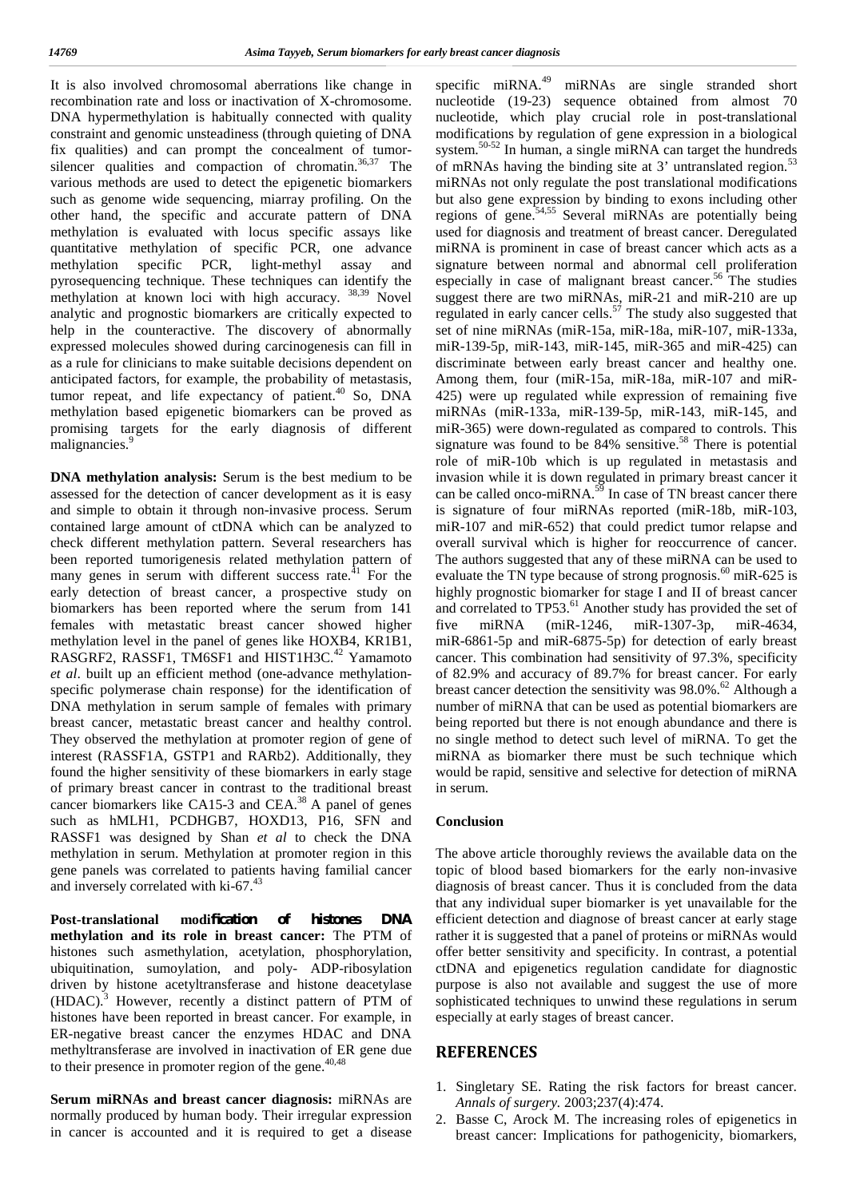It is also involved chromosomal aberrations like change in recombination rate and loss or inactivation of X-chromosome. DNA hypermethylation is habitually connected with quality constraint and genomic unsteadiness (through quieting of DNA fix qualities) and can prompt the concealment of tumor-silencer qualities and compaction of chromatin.[36,37] The various methods are used to detect the epigenetic biomarkers such as genome wide sequencing, miarray profiling. On the other hand, the specific and accurate pattern of DNA methylation is evaluated with locus specific assays like quantitative methylation of specific PCR, one advance methylation specific PCR, light-methyl assay and pyrosequencing technique. These techniques can identify the methylation at known loci with high accuracy. [38,39] Novel analytic and prognostic biomarkers are critically expected to help in the counteractive. The discovery of abnormally expressed molecules showed during carcinogenesis can fill in as a rule for clinicians to make suitable decisions dependent on anticipated factors, for example, the probability of metastasis, tumor repeat, and life expectancy of patient.[40] So, DNA methylation based epigenetic biomarkers can be proved as promising targets for the early diagnosis of different malignancies.[9]

**DNA methylation analysis:** Serum is the best medium to be assessed for the detection of cancer development as it is easy and simple to obtain it through non-invasive process. Serum contained large amount of ctDNA which can be analyzed to check different methylation pattern. Several researchers has been reported tumorigenesis related methylation pattern of many genes in serum with different success rate.[41] For the early detection of breast cancer, a prospective study on biomarkers has been reported where the serum from 141 females with metastatic breast cancer showed higher methylation level in the panel of genes like HOXB4, KR1B1, RASGRF2, RASSF1, TM6SF1 and HIST1H3C.[42] Yamamoto *et al*. built up an efficient method (one-advance methylation-specific polymerase chain response) for the identification of DNA methylation in serum sample of females with primary breast cancer, metastatic breast cancer and healthy control. They observed the methylation at promoter region of gene of interest (RASSF1A, GSTP1 and RARb2). Additionally, they found the higher sensitivity of these biomarkers in early stage of primary breast cancer in contrast to the traditional breast cancer biomarkers like CA15-3 and CEA.[38] A panel of genes such as hMLH1, PCDHGB7, HOXD13, P16, SFN and RASSF1 was designed by Shan *et al* to check the DNA methylation in serum. Methylation at promoter region in this gene panels was correlated to patients having familial cancer and inversely correlated with ki-67.[43]

**Post-translational modification of histones DNA methylation and its role in breast cancer:** The PTM of histones such asmethylation, acetylation, phosphorylation, ubiquitination, sumoylation, and poly- ADP-ribosylation driven by histone acetyltransferase and histone deacetylase (HDAC).[3] However, recently a distinct pattern of PTM of histones have been reported in breast cancer. For example, in ER-negative breast cancer the enzymes HDAC and DNA methyltransferase are involved in inactivation of ER gene due to their presence in promoter region of the gene.[40,48]

**Serum miRNAs and breast cancer diagnosis:** miRNAs are normally produced by human body. Their irregular expression in cancer is accounted and it is required to get a disease specific miRNA.[49] miRNAs are single stranded short nucleotide (19-23) sequence obtained from almost 70 nucleotide, which play crucial role in post-translational modifications by regulation of gene expression in a biological system.[50-52] In human, a single miRNA can target the hundreds of mRNAs having the binding site at 3' untranslated region.[53] miRNAs not only regulate the post translational modifications but also gene expression by binding to exons including other regions of gene.[54,55] Several miRNAs are potentially being used for diagnosis and treatment of breast cancer. Deregulated miRNA is prominent in case of breast cancer which acts as a signature between normal and abnormal cell proliferation especially in case of malignant breast cancer.[56] The studies suggest there are two miRNAs, miR-21 and miR-210 are up regulated in early cancer cells.[57] The study also suggested that set of nine miRNAs (miR-15a, miR-18a, miR-107, miR-133a, miR-139-5p, miR-143, miR-145, miR-365 and miR-425) can discriminate between early breast cancer and healthy one. Among them, four (miR-15a, miR-18a, miR-107 and miR-425) were up regulated while expression of remaining five miRNAs (miR-133a, miR-139-5p, miR-143, miR-145, and miR-365) were down-regulated as compared to controls. This signature was found to be 84% sensitive.[58] There is potential role of miR-10b which is up regulated in metastasis and invasion while it is down regulated in primary breast cancer it can be called onco-miRNA.[59] In case of TN breast cancer there is signature of four miRNAs reported (miR-18b, miR-103, miR-107 and miR-652) that could predict tumor relapse and overall survival which is higher for reoccurrence of cancer. The authors suggested that any of these miRNA can be used to evaluate the TN type because of strong prognosis.[60] miR-625 is highly prognostic biomarker for stage I and II of breast cancer and correlated to TP53.[61] Another study has provided the set of five miRNA (miR-1246, miR-1307-3p, miR-4634, miR-6861-5p and miR-6875-5p) for detection of early breast cancer. This combination had sensitivity of 97.3%, specificity of 82.9% and accuracy of 89.7% for breast cancer. For early breast cancer detection the sensitivity was 98.0%.[62] Although a number of miRNA that can be used as potential biomarkers are being reported but there is not enough abundance and there is no single method to detect such level of miRNA. To get the miRNA as biomarker there must be such technique which would be rapid, sensitive and selective for detection of miRNA in serum.

## Conclusion

The above article thoroughly reviews the available data on the topic of blood based biomarkers for the early non-invasive diagnosis of breast cancer. Thus it is concluded from the data that any individual super biomarker is yet unavailable for the efficient detection and diagnose of breast cancer at early stage rather it is suggested that a panel of proteins or miRNAs would offer better sensitivity and specificity. In contrast, a potential ctDNA and epigenetics regulation candidate for diagnostic purpose is also not available and suggest the use of more sophisticated techniques to unwind these regulations in serum especially at early stages of breast cancer.

## REFERENCES

1. Singletary SE. Rating the risk factors for breast cancer. *Annals of surgery.* 2003;237(4):474.
2. Basse C, Arock M. The increasing roles of epigenetics in breast cancer: Implications for pathogenicity, biomarkers,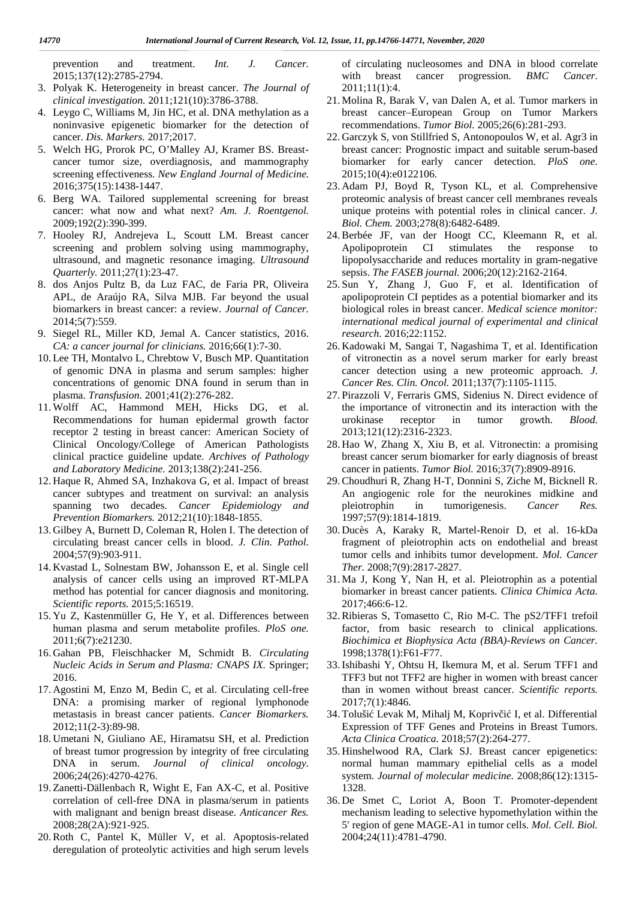prevention and treatment. *Int. J. Cancer.* 2015;137(12):2785-2794.

3. Polyak K. Heterogeneity in breast cancer. *The Journal of clinical investigation.* 2011;121(10):3786-3788.
4. Leygo C, Williams M, Jin HC, et al. DNA methylation as a noninvasive epigenetic biomarker for the detection of cancer. *Dis. Markers.* 2017;2017.
5. Welch HG, Prorok PC, O'Malley AJ, Kramer BS. Breast-cancer tumor size, overdiagnosis, and mammography screening effectiveness. *New England Journal of Medicine.* 2016;375(15):1438-1447.
6. Berg WA. Tailored supplemental screening for breast cancer: what now and what next? *Am. J. Roentgenol.* 2009;192(2):390-399.
7. Hooley RJ, Andrejeva L, Scoutt LM. Breast cancer screening and problem solving using mammography, ultrasound, and magnetic resonance imaging. *Ultrasound Quarterly.* 2011;27(1):23-47.
8. dos Anjos Pultz B, da Luz FAC, de Faria PR, Oliveira APL, de Araújo RA, Silva MJB. Far beyond the usual biomarkers in breast cancer: a review. *Journal of Cancer.* 2014;5(7):559.
9. Siegel RL, Miller KD, Jemal A. Cancer statistics, 2016. *CA: a cancer journal for clinicians.* 2016;66(1):7-30.
10. Lee TH, Montalvo L, Chrebtow V, Busch MP. Quantitation of genomic DNA in plasma and serum samples: higher concentrations of genomic DNA found in serum than in plasma. *Transfusion.* 2001;41(2):276-282.
11. Wolff AC, Hammond MEH, Hicks DG, et al. Recommendations for human epidermal growth factor receptor 2 testing in breast cancer: American Society of Clinical Oncology/College of American Pathologists clinical practice guideline update. *Archives of Pathology and Laboratory Medicine.* 2013;138(2):241-256.
12. Haque R, Ahmed SA, Inzhakova G, et al. Impact of breast cancer subtypes and treatment on survival: an analysis spanning two decades. *Cancer Epidemiology and Prevention Biomarkers.* 2012;21(10):1848-1855.
13. Gilbey A, Burnett D, Coleman R, Holen I. The detection of circulating breast cancer cells in blood. *J. Clin. Pathol.* 2004;57(9):903-911.
14. Kvastad L, Solnestam BW, Johansson E, et al. Single cell analysis of cancer cells using an improved RT-MLPA method has potential for cancer diagnosis and monitoring. *Scientific reports.* 2015;5:16519.
15. Yu Z, Kastenmüller G, He Y, et al. Differences between human plasma and serum metabolite profiles. *PloS one.* 2011;6(7):e21230.
16. Gahan PB, Fleischhacker M, Schmidt B. *Circulating Nucleic Acids in Serum and Plasma: CNAPS IX*. Springer; 2016.
17. Agostini M, Enzo M, Bedin C, et al. Circulating cell-free DNA: a promising marker of regional lymphonode metastasis in breast cancer patients. *Cancer Biomarkers.* 2012;11(2-3):89-98.
18. Umetani N, Giuliano AE, Hiramatsu SH, et al. Prediction of breast tumor progression by integrity of free circulating DNA in serum. *Journal of clinical oncology.* 2006;24(26):4270-4276.
19. Zanetti-Dällenbach R, Wight E, Fan AX-C, et al. Positive correlation of cell-free DNA in plasma/serum in patients with malignant and benign breast disease. *Anticancer Res.* 2008;28(2A):921-925.
20. Roth C, Pantel K, Müller V, et al. Apoptosis-related deregulation of proteolytic activities and high serum levels of circulating nucleosomes and DNA in blood correlate with breast cancer progression. *BMC Cancer.* 2011;11(1):4.
21. Molina R, Barak V, van Dalen A, et al. Tumor markers in breast cancer–European Group on Tumor Markers recommendations. *Tumor Biol.* 2005;26(6):281-293.
22. Garczyk S, von Stillfried S, Antonopoulos W, et al. Agr3 in breast cancer: Prognostic impact and suitable serum-based biomarker for early cancer detection. *PloS one.* 2015;10(4):e0122106.
23. Adam PJ, Boyd R, Tyson KL, et al. Comprehensive proteomic analysis of breast cancer cell membranes reveals unique proteins with potential roles in clinical cancer. *J. Biol. Chem.* 2003;278(8):6482-6489.
24. Berbée JF, van der Hoogt CC, Kleemann R, et al. Apolipoprotein CI stimulates the response to lipopolysaccharide and reduces mortality in gram-negative sepsis. *The FASEB journal.* 2006;20(12):2162-2164.
25. Sun Y, Zhang J, Guo F, et al. Identification of apolipoprotein CI peptides as a potential biomarker and its biological roles in breast cancer. *Medical science monitor: international medical journal of experimental and clinical research.* 2016;22:1152.
26. Kadowaki M, Sangai T, Nagashima T, et al. Identification of vitronectin as a novel serum marker for early breast cancer detection using a new proteomic approach. *J. Cancer Res. Clin. Oncol.* 2011;137(7):1105-1115.
27. Pirazzoli V, Ferraris GMS, Sidenius N. Direct evidence of the importance of vitronectin and its interaction with the urokinase receptor in tumor growth. *Blood.* 2013;121(12):2316-2323.
28. Hao W, Zhang X, Xiu B, et al. Vitronectin: a promising breast cancer serum biomarker for early diagnosis of breast cancer in patients. *Tumor Biol.* 2016;37(7):8909-8916.
29. Choudhuri R, Zhang H-T, Donnini S, Ziche M, Bicknell R. An angiogenic role for the neurokines midkine and pleiotrophin in tumorigenesis. *Cancer Res.* 1997;57(9):1814-1819.
30. Ducès A, Karaky R, Martel-Renoir D, et al. 16-kDa fragment of pleiotrophin acts on endothelial and breast tumor cells and inhibits tumor development. *Mol. Cancer Ther.* 2008;7(9):2817-2827.
31. Ma J, Kong Y, Nan H, et al. Pleiotrophin as a potential biomarker in breast cancer patients. *Clinica Chimica Acta.* 2017;466:6-12.
32. Ribieras S, Tomasetto C, Rio M-C. The pS2/TFF1 trefoil factor, from basic research to clinical applications. *Biochimica et Biophysica Acta (BBA)-Reviews on Cancer.* 1998;1378(1):F61-F77.
33. Ishibashi Y, Ohtsu H, Ikemura M, et al. Serum TFF1 and TFF3 but not TFF2 are higher in women with breast cancer than in women without breast cancer. *Scientific reports.* 2017;7(1):4846.
34. Tolušić Levak M, Mihalj M, Koprivčić I, et al. Differential Expression of TFF Genes and Proteins in Breast Tumors. *Acta Clinica Croatica.* 2018;57(2):264-277.
35. Hinshelwood RA, Clark SJ. Breast cancer epigenetics: normal human mammary epithelial cells as a model system. *Journal of molecular medicine.* 2008;86(12):1315-1328.
36. De Smet C, Loriot A, Boon T. Promoter-dependent mechanism leading to selective hypomethylation within the 5′ region of gene MAGE-A1 in tumor cells. *Mol. Cell. Biol.* 2004;24(11):4781-4790.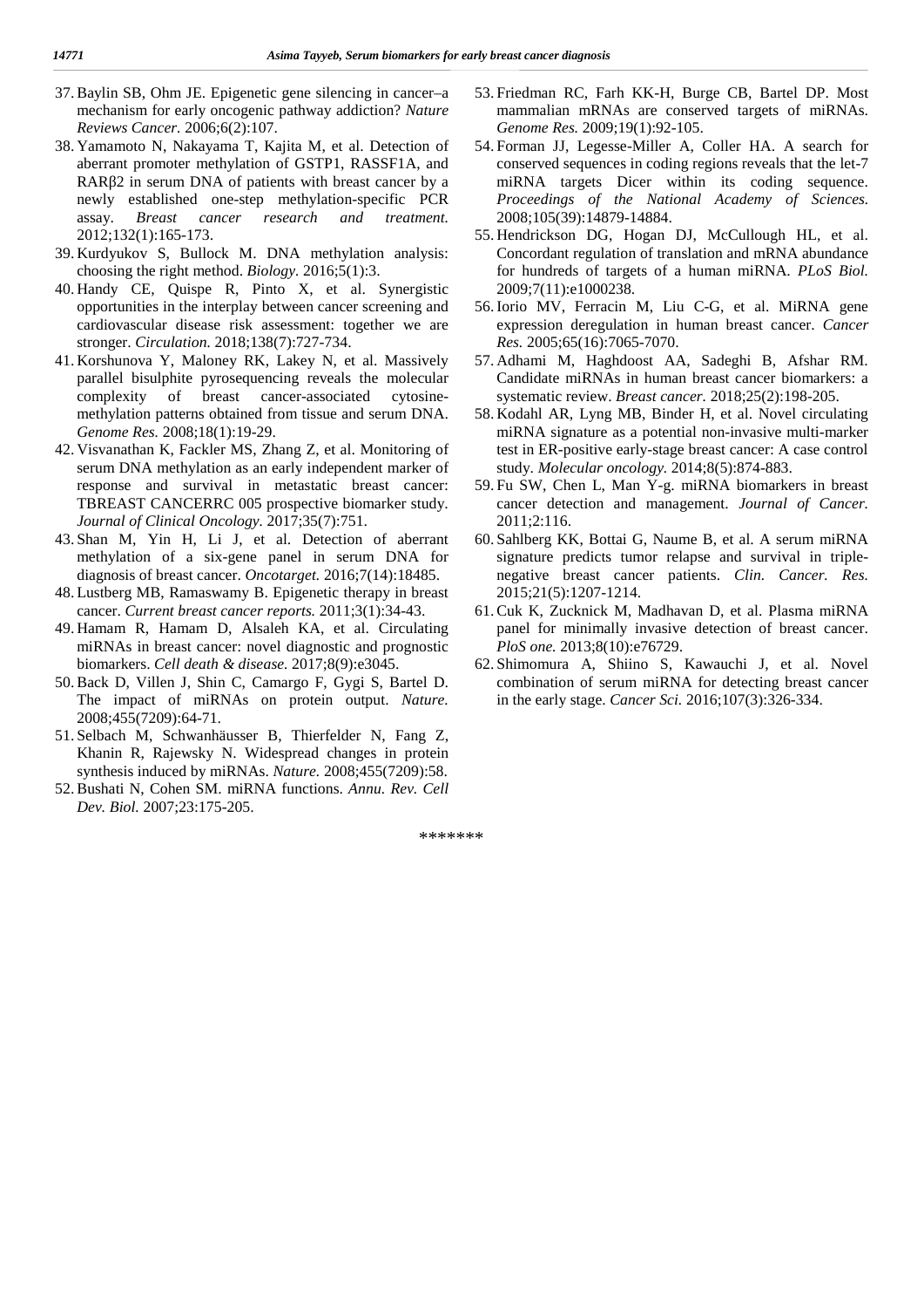37. Baylin SB, Ohm JE. Epigenetic gene silencing in cancer–a mechanism for early oncogenic pathway addiction? *Nature Reviews Cancer.* 2006;6(2):107.
38. Yamamoto N, Nakayama T, Kajita M, et al. Detection of aberrant promoter methylation of GSTP1, RASSF1A, and RARβ2 in serum DNA of patients with breast cancer by a newly established one-step methylation-specific PCR assay. *Breast cancer research and treatment.* 2012;132(1):165-173.
39. Kurdyukov S, Bullock M. DNA methylation analysis: choosing the right method. *Biology.* 2016;5(1):3.
40. Handy CE, Quispe R, Pinto X, et al. Synergistic opportunities in the interplay between cancer screening and cardiovascular disease risk assessment: together we are stronger. *Circulation.* 2018;138(7):727-734.
41. Korshunova Y, Maloney RK, Lakey N, et al. Massively parallel bisulphite pyrosequencing reveals the molecular complexity of breast cancer-associated cytosine-methylation patterns obtained from tissue and serum DNA. *Genome Res.* 2008;18(1):19-29.
42. Visvanathan K, Fackler MS, Zhang Z, et al. Monitoring of serum DNA methylation as an early independent marker of response and survival in metastatic breast cancer: TBREAST CANCERRC 005 prospective biomarker study. *Journal of Clinical Oncology.* 2017;35(7):751.
43. Shan M, Yin H, Li J, et al. Detection of aberrant methylation of a six-gene panel in serum DNA for diagnosis of breast cancer. *Oncotarget.* 2016;7(14):18485.
48. Lustberg MB, Ramaswamy B. Epigenetic therapy in breast cancer. *Current breast cancer reports.* 2011;3(1):34-43.
49. Hamam R, Hamam D, Alsaleh KA, et al. Circulating miRNAs in breast cancer: novel diagnostic and prognostic biomarkers. *Cell death & disease.* 2017;8(9):e3045.
50. Back D, Villen J, Shin C, Camargo F, Gygi S, Bartel D. The impact of miRNAs on protein output. *Nature.* 2008;455(7209):64-71.
51. Selbach M, Schwanhäusser B, Thierfelder N, Fang Z, Khanin R, Rajewsky N. Widespread changes in protein synthesis induced by miRNAs. *Nature.* 2008;455(7209):58.
52. Bushati N, Cohen SM. miRNA functions. *Annu. Rev. Cell Dev. Biol.* 2007;23:175-205.
53. Friedman RC, Farh KK-H, Burge CB, Bartel DP. Most mammalian mRNAs are conserved targets of miRNAs. *Genome Res.* 2009;19(1):92-105.
54. Forman JJ, Legesse-Miller A, Coller HA. A search for conserved sequences in coding regions reveals that the let-7 miRNA targets Dicer within its coding sequence. *Proceedings of the National Academy of Sciences.* 2008;105(39):14879-14884.
55. Hendrickson DG, Hogan DJ, McCullough HL, et al. Concordant regulation of translation and mRNA abundance for hundreds of targets of a human miRNA. *PLoS Biol.* 2009;7(11):e1000238.
56. Iorio MV, Ferracin M, Liu C-G, et al. MiRNA gene expression deregulation in human breast cancer. *Cancer Res.* 2005;65(16):7065-7070.
57. Adhami M, Haghdoost AA, Sadeghi B, Afshar RM. Candidate miRNAs in human breast cancer biomarkers: a systematic review. *Breast cancer.* 2018;25(2):198-205.
58. Kodahl AR, Lyng MB, Binder H, et al. Novel circulating miRNA signature as a potential non-invasive multi-marker test in ER-positive early-stage breast cancer: A case control study. *Molecular oncology.* 2014;8(5):874-883.
59. Fu SW, Chen L, Man Y-g. miRNA biomarkers in breast cancer detection and management. *Journal of Cancer.* 2011;2:116.
60. Sahlberg KK, Bottai G, Naume B, et al. A serum miRNA signature predicts tumor relapse and survival in triple-negative breast cancer patients. *Clin. Cancer. Res.* 2015;21(5):1207-1214.
61. Cuk K, Zucknick M, Madhavan D, et al. Plasma miRNA panel for minimally invasive detection of breast cancer. *PloS one.* 2013;8(10):e76729.
62. Shimomura A, Shiino S, Kawauchi J, et al. Novel combination of serum miRNA for detecting breast cancer in the early stage. *Cancer Sci.* 2016;107(3):326-334.

*******